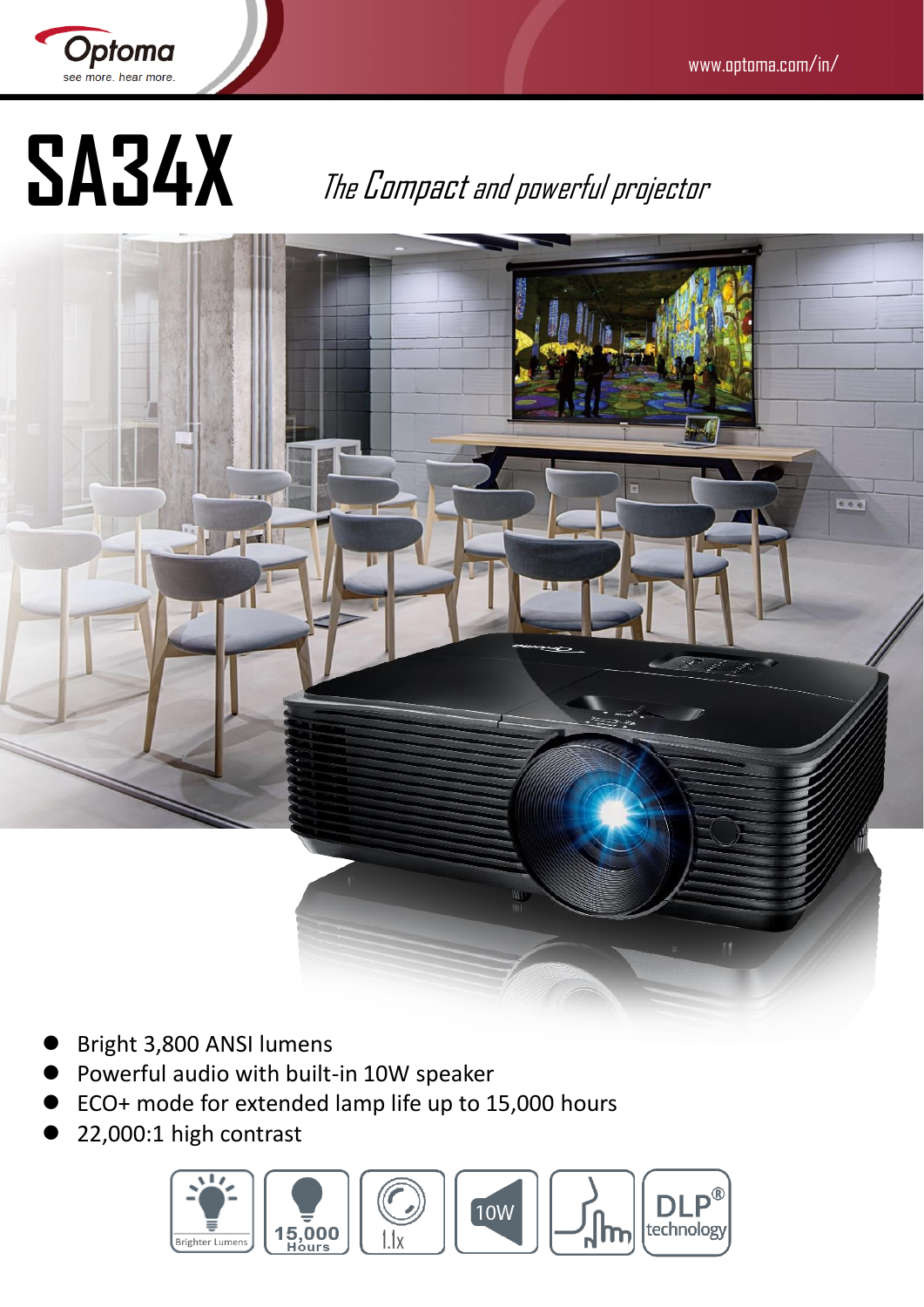# SA34X

*The Compact and powerful projector*

- Bright 3,800 ANSI lumens
- Powerful audio with built-in 10W speaker
- ECO+ mode for extended lamp life up to 15,000 hours
- 22,000:1 high contrast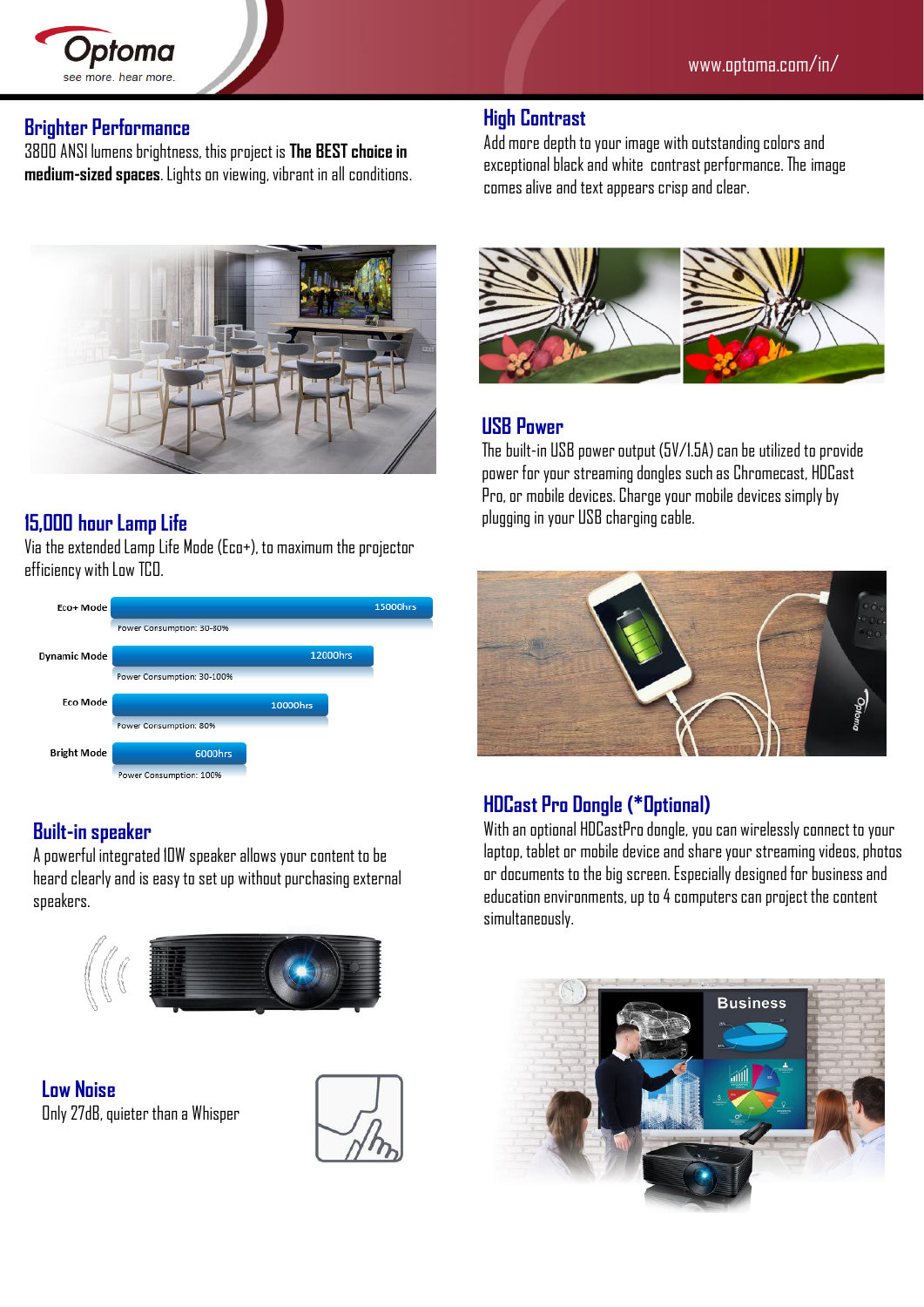## Brighter Performance

3800 ANSI lumens brightness, this project is **The BEST choice in medium-sized spaces**. Lights on viewing, vibrant in all conditions.

## 15,000 hour Lamp Life

Via the extended Lamp Life Mode (Eco+), to maximum the projector efficiency with Low TCO.

| Mode | Lamp Life | Power Consumption |
|---|---|---|
| Eco+ Mode | 15000hrs | 30-80% |
| Dynamic Mode | 12000hrs | 30-100% |
| Eco Mode | 10000hrs | 80% |
| Bright Mode | 6000hrs | 100% |

## Built-in speaker

A powerful integrated 10W speaker allows your content to be heard clearly and is easy to set up without purchasing external speakers.

## Low Noise

Only 27dB, quieter than a Whisper

## High Contrast

Add more depth to your image with outstanding colors and exceptional black and white contrast performance. The image comes alive and text appears crisp and clear.

## USB Power

The built-in USB power output (5V/1.5A) can be utilized to provide power for your streaming dongles such as Chromecast, HDCast Pro, or mobile devices. Charge your mobile devices simply by plugging in your USB charging cable.

## HDCast Pro Dongle (*Optional)

With an optional HDCastPro dongle, you can wirelessly connect to your laptop, tablet or mobile device and share your streaming videos, photos or documents to the big screen. Especially designed for business and education environments, up to 4 computers can project the content simultaneously.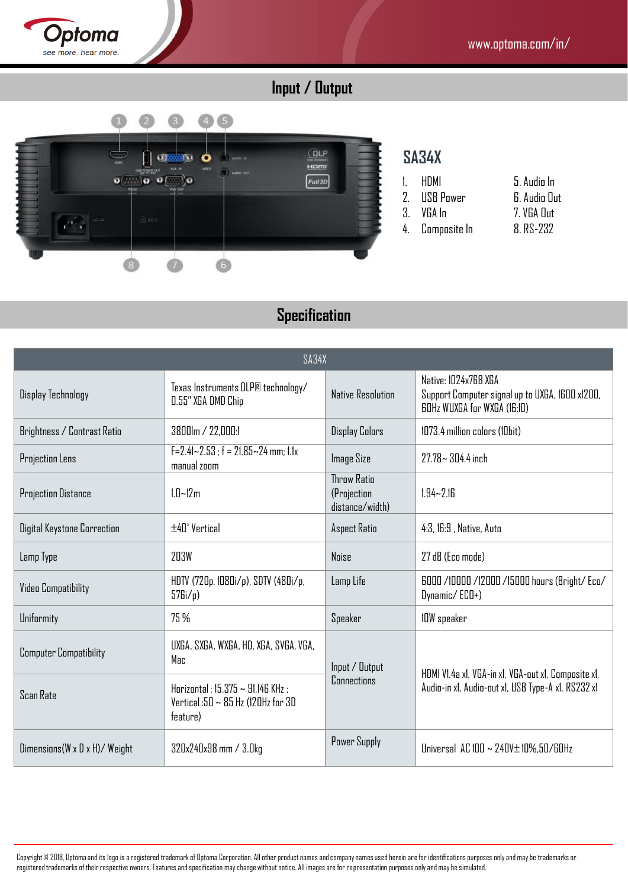# Input / Output

## SA34X

1. HDMI
2. USB Power
3. VGA In
4. Composite In
5. Audio In
6. Audio Out
7. VGA Out
8. RS-232

# Specification

| SA34X | | | |
|---|---|---|---|
| Display Technology | Texas Instruments DLP® technology/ 0.55" XGA DMD Chip | Native Resolution | Native: 1024x768 XGA Support Computer signal up to UXGA, 1600 x1200, 60Hz WUXGA for WXGA (16:10) |
| Brightness / Contrast Ratio | 3800lm / 22,000:1 | Display Colors | 1073.4 million colors (10bit) |
| Projection Lens | F=2.41~2.53 ; f = 21.85~24 mm; 1.1x manual zoom | Image Size | 27.78~ 304.4 inch |
| Projection Distance | 1.0~12m | Throw Ratio (Projection distance/width) | 1.94~2.16 |
| Digital Keystone Correction | ±40° Vertical | Aspect Ratio | 4:3, 16:9 , Native, Auto |
| Lamp Type | 203W | Noise | 27 dB (Eco mode) |
| Video Compatibility | HDTV (720p, 1080i/p), SDTV (480i/p, 576i/p) | Lamp Life | 6000 /10000 /12000 /15000 hours (Bright/ Eco/ Dynamic/ ECO+) |
| Uniformity | 75 % | Speaker | 10W speaker |
| Computer Compatibility | UXGA, SXGA, WXGA, HD, XGA, SVGA, VGA, Mac | Input / Output Connections | HDMI V1.4a x1, VGA-in x1, VGA-out x1, Composite x1, Audio-in x1, Audio-out x1, USB Type-A x1, RS232 x1 |
| Scan Rate | Horizontal : 15.375 ~ 91.146 KHz ; Vertical :50 ~ 85 Hz (120Hz for 3D feature) | | |
| Dimensions(W x D x H)/ Weight | 320x240x98 mm / 3.0kg | Power Supply | Universal AC 100 ~ 240V± 10%,50/60Hz |

Copyright © 2018, Optoma and its logo is a registered trademark of Optoma Corporation. All other product names and company names used herein are for identifications purposes only and may be trademarks or registered trademarks of their respective owners. Features and specification may change without notice. All images are for representation purposes only and may be simulated.